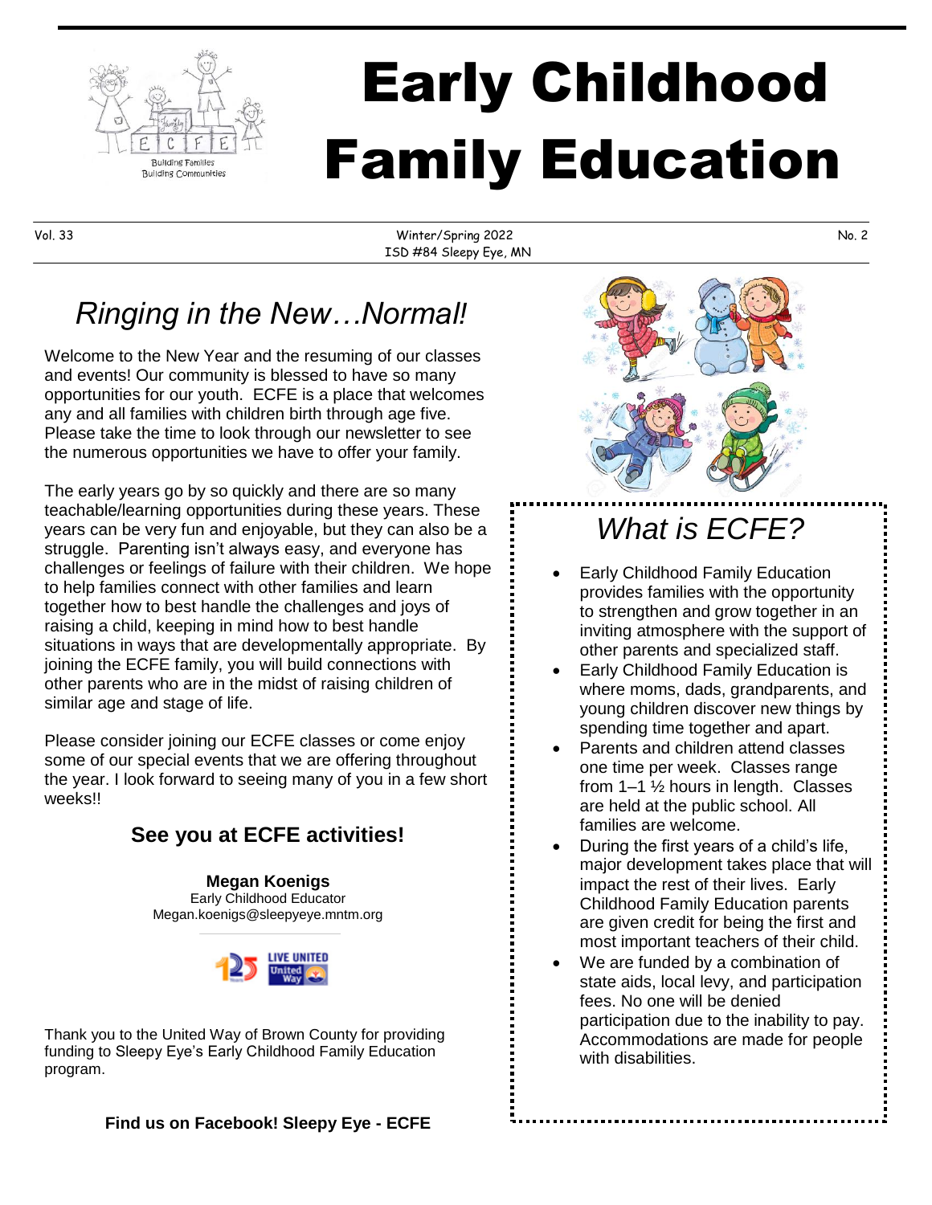# Early Childhood Family Education

Building Families
Building Communities

Vol. 33 — Winter/Spring 2022 — No. 2
ISD #84 Sleepy Eye, MN

## *Ringing in the New…Normal!*

Welcome to the New Year and the resuming of our classes and events! Our community is blessed to have so many opportunities for our youth. ECFE is a place that welcomes any and all families with children birth through age five. Please take the time to look through our newsletter to see the numerous opportunities we have to offer your family.

The early years go by so quickly and there are so many teachable/learning opportunities during these years. These years can be very fun and enjoyable, but they can also be a struggle. Parenting isn't always easy, and everyone has challenges or feelings of failure with their children. We hope to help families connect with other families and learn together how to best handle the challenges and joys of raising a child, keeping in mind how to best handle situations in ways that are developmentally appropriate. By joining the ECFE family, you will build connections with other parents who are in the midst of raising children of similar age and stage of life.

Please consider joining our ECFE classes or come enjoy some of our special events that we are offering throughout the year. I look forward to seeing many of you in a few short weeks!!

### See you at ECFE activities!

**Megan Koenigs**
Early Childhood Educator
Megan.koenigs@sleepyeye.mntm.org

Thank you to the United Way of Brown County for providing funding to Sleepy Eye's Early Childhood Family Education program.

**Find us on Facebook! Sleepy Eye - ECFE**

## *What is ECFE?*

- Early Childhood Family Education provides families with the opportunity to strengthen and grow together in an inviting atmosphere with the support of other parents and specialized staff.
- Early Childhood Family Education is where moms, dads, grandparents, and young children discover new things by spending time together and apart.
- Parents and children attend classes one time per week. Classes range from 1–1 ½ hours in length. Classes are held at the public school. All families are welcome.
- During the first years of a child's life, major development takes place that will impact the rest of their lives. Early Childhood Family Education parents are given credit for being the first and most important teachers of their child.
- We are funded by a combination of state aids, local levy, and participation fees. No one will be denied participation due to the inability to pay. Accommodations are made for people with disabilities.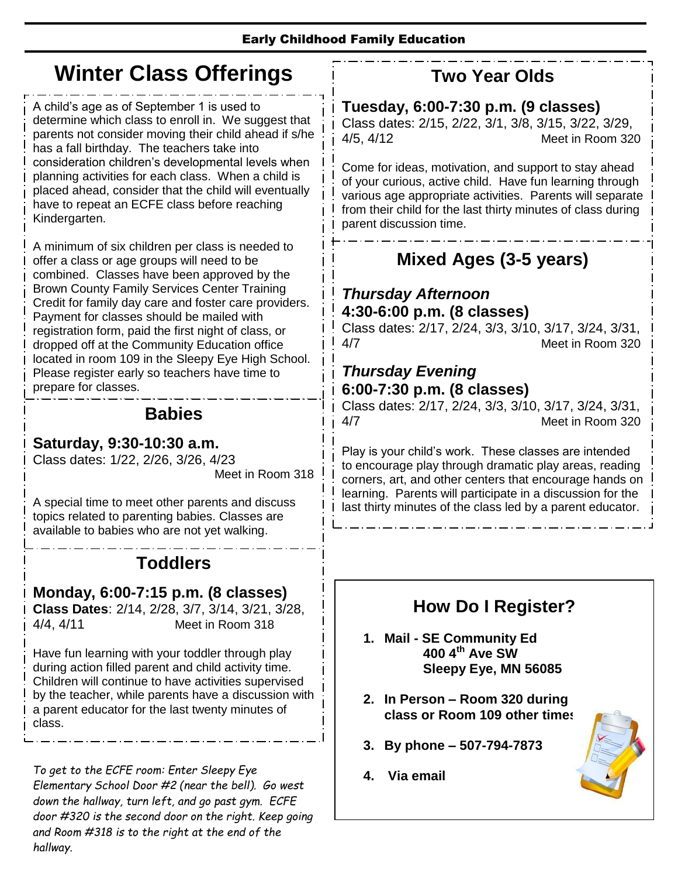Early Childhood Family Education

# Winter Class Offerings

A child's age as of September 1 is used to determine which class to enroll in. We suggest that parents not consider moving their child ahead if s/he has a fall birthday. The teachers take into consideration children's developmental levels when planning activities for each class. When a child is placed ahead, consider that the child will eventually have to repeat an ECFE class before reaching Kindergarten.

A minimum of six children per class is needed to offer a class or age groups will need to be combined. Classes have been approved by the Brown County Family Services Center Training Credit for family day care and foster care providers. Payment for classes should be mailed with registration form, paid the first night of class, or dropped off at the Community Education office located in room 109 in the Sleepy Eye High School. Please register early so teachers have time to prepare for classes.

## Babies

### Saturday, 9:30-10:30 a.m.

Class dates: 1/22, 2/26, 3/26, 4/23

Meet in Room 318

A special time to meet other parents and discuss topics related to parenting babies. Classes are available to babies who are not yet walking.

## Toddlers

### Monday, 6:00-7:15 p.m. (8 classes)

**Class Dates**: 2/14, 2/28, 3/7, 3/14, 3/21, 3/28, 4/4, 4/11 Meet in Room 318

Have fun learning with your toddler through play during action filled parent and child activity time. Children will continue to have activities supervised by the teacher, while parents have a discussion with a parent educator for the last twenty minutes of class.

*To get to the ECFE room: Enter Sleepy Eye Elementary School Door #2 (near the bell). Go west down the hallway, turn left, and go past gym. ECFE door #320 is the second door on the right. Keep going and Room #318 is to the right at the end of the hallway.*

## Two Year Olds

### Tuesday, 6:00-7:30 p.m. (9 classes)

Class dates: 2/15, 2/22, 3/1, 3/8, 3/15, 3/22, 3/29, 4/5, 4/12 Meet in Room 320

Come for ideas, motivation, and support to stay ahead of your curious, active child. Have fun learning through various age appropriate activities. Parents will separate from their child for the last thirty minutes of class during parent discussion time.

## Mixed Ages (3-5 years)

### *Thursday Afternoon*

### 4:30-6:00 p.m. (8 classes)

Class dates: 2/17, 2/24, 3/3, 3/10, 3/17, 3/24, 3/31, 4/7 Meet in Room 320

### *Thursday Evening*

### 6:00-7:30 p.m. (8 classes)

Class dates: 2/17, 2/24, 3/3, 3/10, 3/17, 3/24, 3/31, 4/7 Meet in Room 320

Play is your child's work. These classes are intended to encourage play through dramatic play areas, reading corners, art, and other centers that encourage hands on learning. Parents will participate in a discussion for the last thirty minutes of the class led by a parent educator.

## How Do I Register?

1. **Mail - SE Community Ed**
   **400 4th Ave SW**
   **Sleepy Eye, MN 56085**
2. **In Person – Room 320 during class or Room 109 other times**
3. **By phone – 507-794-7873**
4. **Via email**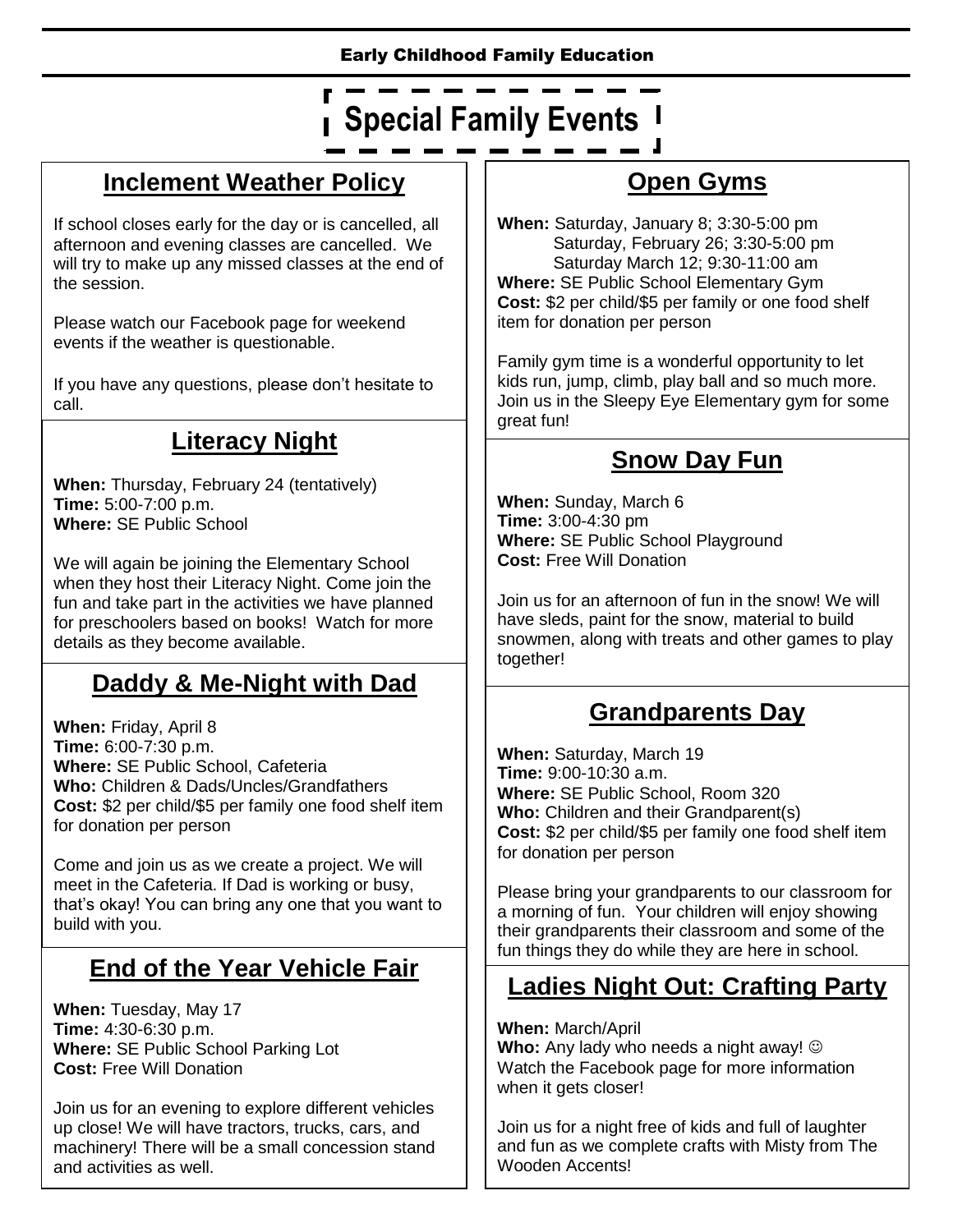Early Childhood Family Education

# Special Family Events

## Inclement Weather Policy

If school closes early for the day or is cancelled, all afternoon and evening classes are cancelled. We will try to make up any missed classes at the end of the session.

Please watch our Facebook page for weekend events if the weather is questionable.

If you have any questions, please don't hesitate to call.

## Literacy Night

**When:** Thursday, February 24 (tentatively)
**Time:** 5:00-7:00 p.m.
**Where:** SE Public School

We will again be joining the Elementary School when they host their Literacy Night. Come join the fun and take part in the activities we have planned for preschoolers based on books! Watch for more details as they become available.

## Daddy & Me-Night with Dad

**When:** Friday, April 8
**Time:** 6:00-7:30 p.m.
**Where:** SE Public School, Cafeteria
**Who:** Children & Dads/Uncles/Grandfathers
**Cost:** $2 per child/$5 per family one food shelf item for donation per person

Come and join us as we create a project. We will meet in the Cafeteria. If Dad is working or busy, that's okay! You can bring any one that you want to build with you.

## End of the Year Vehicle Fair

**When:** Tuesday, May 17
**Time:** 4:30-6:30 p.m.
**Where:** SE Public School Parking Lot
**Cost:** Free Will Donation

Join us for an evening to explore different vehicles up close! We will have tractors, trucks, cars, and machinery! There will be a small concession stand and activities as well.

## Open Gyms

**When:** Saturday, January 8; 3:30-5:00 pm
Saturday, February 26; 3:30-5:00 pm
Saturday March 12; 9:30-11:00 am
**Where:** SE Public School Elementary Gym
**Cost:** $2 per child/$5 per family or one food shelf item for donation per person

Family gym time is a wonderful opportunity to let kids run, jump, climb, play ball and so much more. Join us in the Sleepy Eye Elementary gym for some great fun!

## Snow Day Fun

**When:** Sunday, March 6
**Time:** 3:00-4:30 pm
**Where:** SE Public School Playground
**Cost:** Free Will Donation

Join us for an afternoon of fun in the snow! We will have sleds, paint for the snow, material to build snowmen, along with treats and other games to play together!

## Grandparents Day

**When:** Saturday, March 19
**Time:** 9:00-10:30 a.m.
**Where:** SE Public School, Room 320
**Who:** Children and their Grandparent(s)
**Cost:** $2 per child/$5 per family one food shelf item for donation per person

Please bring your grandparents to our classroom for a morning of fun. Your children will enjoy showing their grandparents their classroom and some of the fun things they do while they are here in school.

## Ladies Night Out: Crafting Party

**When:** March/April
**Who:** Any lady who needs a night away! ☺
Watch the Facebook page for more information when it gets closer!

Join us for a night free of kids and full of laughter and fun as we complete crafts with Misty from The Wooden Accents!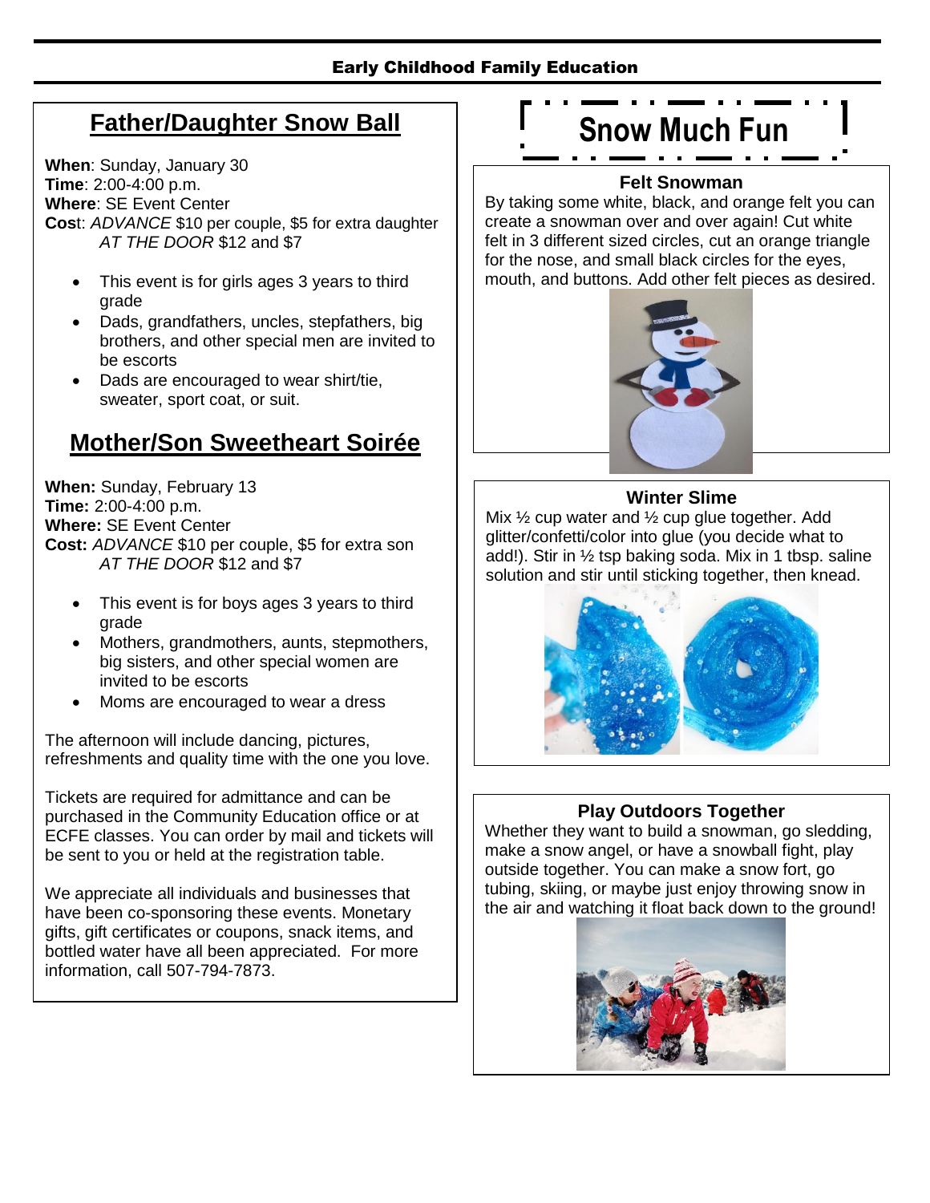**Early Childhood Family Education**

## Father/Daughter Snow Ball

**When**: Sunday, January 30
**Time**: 2:00-4:00 p.m.
**Where**: SE Event Center
**Cost**: *ADVANCE* $10 per couple, $5 for extra daughter
*AT THE DOOR* $12 and $7

- This event is for girls ages 3 years to third grade
- Dads, grandfathers, uncles, stepfathers, big brothers, and other special men are invited to be escorts
- Dads are encouraged to wear shirt/tie, sweater, sport coat, or suit.

## Mother/Son Sweetheart Soirée

**When:** Sunday, February 13
**Time:** 2:00-4:00 p.m.
**Where:** SE Event Center
**Cost:** *ADVANCE* $10 per couple, $5 for extra son
*AT THE DOOR* $12 and $7

- This event is for boys ages 3 years to third grade
- Mothers, grandmothers, aunts, stepmothers, big sisters, and other special women are invited to be escorts
- Moms are encouraged to wear a dress

The afternoon will include dancing, pictures, refreshments and quality time with the one you love.

Tickets are required for admittance and can be purchased in the Community Education office or at ECFE classes. You can order by mail and tickets will be sent to you or held at the registration table.

We appreciate all individuals and businesses that have been co-sponsoring these events. Monetary gifts, gift certificates or coupons, snack items, and bottled water have all been appreciated. For more information, call 507-794-7873.

# Snow Much Fun

### Felt Snowman

By taking some white, black, and orange felt you can create a snowman over and over again! Cut white felt in 3 different sized circles, cut an orange triangle for the nose, and small black circles for the eyes, mouth, and buttons. Add other felt pieces as desired.

### Winter Slime

Mix ½ cup water and ½ cup glue together. Add glitter/confetti/color into glue (you decide what to add!). Stir in ½ tsp baking soda. Mix in 1 tbsp. saline solution and stir until sticking together, then knead.

### Play Outdoors Together

Whether they want to build a snowman, go sledding, make a snow angel, or have a snowball fight, play outside together. You can make a snow fort, go tubing, skiing, or maybe just enjoy throwing snow in the air and watching it float back down to the ground!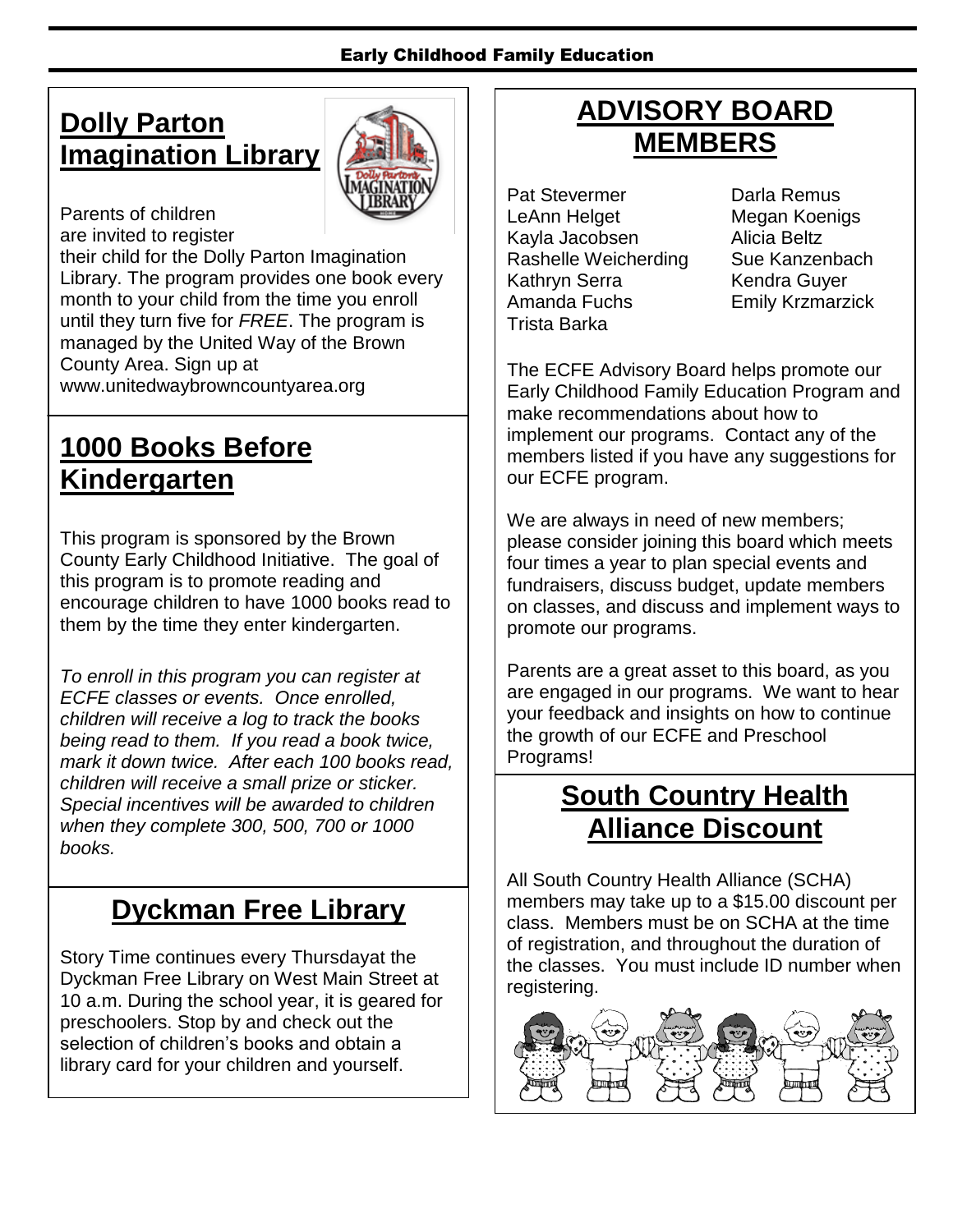## Dolly Parton Imagination Library

Parents of children are invited to register their child for the Dolly Parton Imagination Library. The program provides one book every month to your child from the time you enroll until they turn five for *FREE*. The program is managed by the United Way of the Brown County Area. Sign up at www.unitedwaybrowncountyarea.org

## 1000 Books Before Kindergarten

This program is sponsored by the Brown County Early Childhood Initiative. The goal of this program is to promote reading and encourage children to have 1000 books read to them by the time they enter kindergarten.

*To enroll in this program you can register at ECFE classes or events. Once enrolled, children will receive a log to track the books being read to them. If you read a book twice, mark it down twice. After each 100 books read, children will receive a small prize or sticker. Special incentives will be awarded to children when they complete 300, 500, 700 or 1000 books.*

## Dyckman Free Library

Story Time continues every Thursdayat the Dyckman Free Library on West Main Street at 10 a.m. During the school year, it is geared for preschoolers. Stop by and check out the selection of children's books and obtain a library card for your children and yourself.

## ADVISORY BOARD MEMBERS

Pat Stevermer
LeAnn Helget
Kayla Jacobsen
Rashelle Weicherding
Kathryn Serra
Amanda Fuchs
Trista Barka
Darla Remus
Megan Koenigs
Alicia Beltz
Sue Kanzenbach
Kendra Guyer
Emily Krzmarzick

The ECFE Advisory Board helps promote our Early Childhood Family Education Program and make recommendations about how to implement our programs. Contact any of the members listed if you have any suggestions for our ECFE program.

We are always in need of new members; please consider joining this board which meets four times a year to plan special events and fundraisers, discuss budget, update members on classes, and discuss and implement ways to promote our programs.

Parents are a great asset to this board, as you are engaged in our programs. We want to hear your feedback and insights on how to continue the growth of our ECFE and Preschool Programs!

## South Country Health Alliance Discount

All South Country Health Alliance (SCHA) members may take up to a $15.00 discount per class. Members must be on SCHA at the time of registration, and throughout the duration of the classes. You must include ID number when registering.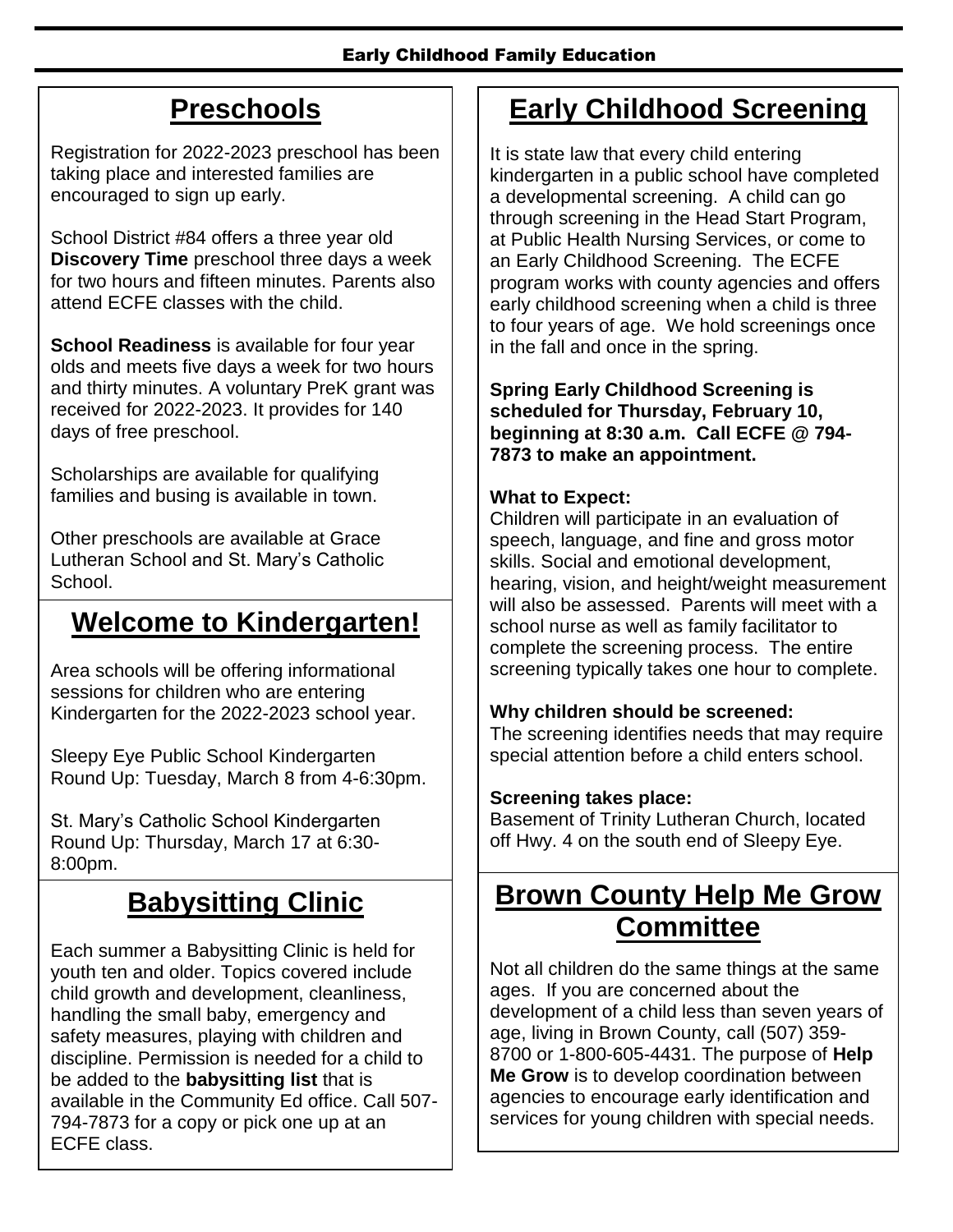## Preschools

Registration for 2022-2023 preschool has been taking place and interested families are encouraged to sign up early.

School District #84 offers a three year old **Discovery Time** preschool three days a week for two hours and fifteen minutes. Parents also attend ECFE classes with the child.

**School Readiness** is available for four year olds and meets five days a week for two hours and thirty minutes. A voluntary PreK grant was received for 2022-2023. It provides for 140 days of free preschool.

Scholarships are available for qualifying families and busing is available in town.

Other preschools are available at Grace Lutheran School and St. Mary's Catholic School.

## Welcome to Kindergarten!

Area schools will be offering informational sessions for children who are entering Kindergarten for the 2022-2023 school year.

Sleepy Eye Public School Kindergarten Round Up: Tuesday, March 8 from 4-6:30pm.

St. Mary's Catholic School Kindergarten Round Up: Thursday, March 17 at 6:30-8:00pm.

## Babysitting Clinic

Each summer a Babysitting Clinic is held for youth ten and older. Topics covered include child growth and development, cleanliness, handling the small baby, emergency and safety measures, playing with children and discipline. Permission is needed for a child to be added to the **babysitting list** that is available in the Community Ed office. Call 507-794-7873 for a copy or pick one up at an ECFE class.

## Early Childhood Screening

It is state law that every child entering kindergarten in a public school have completed a developmental screening. A child can go through screening in the Head Start Program, at Public Health Nursing Services, or come to an Early Childhood Screening. The ECFE program works with county agencies and offers early childhood screening when a child is three to four years of age. We hold screenings once in the fall and once in the spring.

**Spring Early Childhood Screening is scheduled for Thursday, February 10, beginning at 8:30 a.m. Call ECFE @ 794-7873 to make an appointment.**

**What to Expect:**
Children will participate in an evaluation of speech, language, and fine and gross motor skills. Social and emotional development, hearing, vision, and height/weight measurement will also be assessed. Parents will meet with a school nurse as well as family facilitator to complete the screening process. The entire screening typically takes one hour to complete.

**Why children should be screened:**
The screening identifies needs that may require special attention before a child enters school.

**Screening takes place:**
Basement of Trinity Lutheran Church, located off Hwy. 4 on the south end of Sleepy Eye.

## Brown County Help Me Grow Committee

Not all children do the same things at the same ages. If you are concerned about the development of a child less than seven years of age, living in Brown County, call (507) 359-8700 or 1-800-605-4431. The purpose of **Help Me Grow** is to develop coordination between agencies to encourage early identification and services for young children with special needs.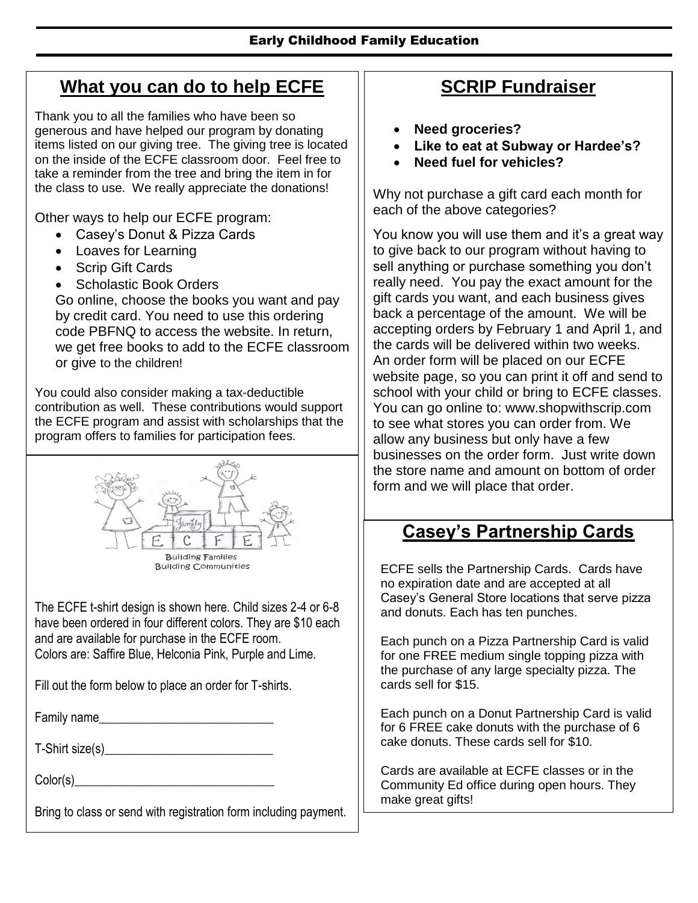## What you can do to help ECFE

Thank you to all the families who have been so generous and have helped our program by donating items listed on our giving tree. The giving tree is located on the inside of the ECFE classroom door. Feel free to take a reminder from the tree and bring the item in for the class to use. We really appreciate the donations!

Other ways to help our ECFE program:

- Casey's Donut & Pizza Cards
- Loaves for Learning
- Scrip Gift Cards
- Scholastic Book Orders

  Go online, choose the books you want and pay by credit card. You need to use this ordering code PBFNQ to access the website. In return, we get free books to add to the ECFE classroom or give to the children!

You could also consider making a tax-deductible contribution as well. These contributions would support the ECFE program and assist with scholarships that the program offers to families for participation fees.

Building Families
Building Communities

The ECFE t-shirt design is shown here. Child sizes 2-4 or 6-8 have been ordered in four different colors. They are $10 each and are available for purchase in the ECFE room.
Colors are: Saffire Blue, Helconia Pink, Purple and Lime.

Fill out the form below to place an order for T-shirts.

Family name___________________________

T-Shirt size(s)__________________________

Color(s)_______________________________

Bring to class or send with registration form including payment.

## SCRIP Fundraiser

- **Need groceries?**
- **Like to eat at Subway or Hardee's?**
- **Need fuel for vehicles?**

Why not purchase a gift card each month for each of the above categories?

You know you will use them and it's a great way to give back to our program without having to sell anything or purchase something you don't really need. You pay the exact amount for the gift cards you want, and each business gives back a percentage of the amount. We will be accepting orders by February 1 and April 1, and the cards will be delivered within two weeks. An order form will be placed on our ECFE website page, so you can print it off and send to school with your child or bring to ECFE classes. You can go online to: www.shopwithscrip.com to see what stores you can order from. We allow any business but only have a few businesses on the order form. Just write down the store name and amount on bottom of order form and we will place that order.

## Casey's Partnership Cards

ECFE sells the Partnership Cards. Cards have no expiration date and are accepted at all Casey's General Store locations that serve pizza and donuts. Each has ten punches.

Each punch on a Pizza Partnership Card is valid for one FREE medium single topping pizza with the purchase of any large specialty pizza. The cards sell for $15.

Each punch on a Donut Partnership Card is valid for 6 FREE cake donuts with the purchase of 6 cake donuts. These cards sell for $10.

Cards are available at ECFE classes or in the Community Ed office during open hours. They make great gifts!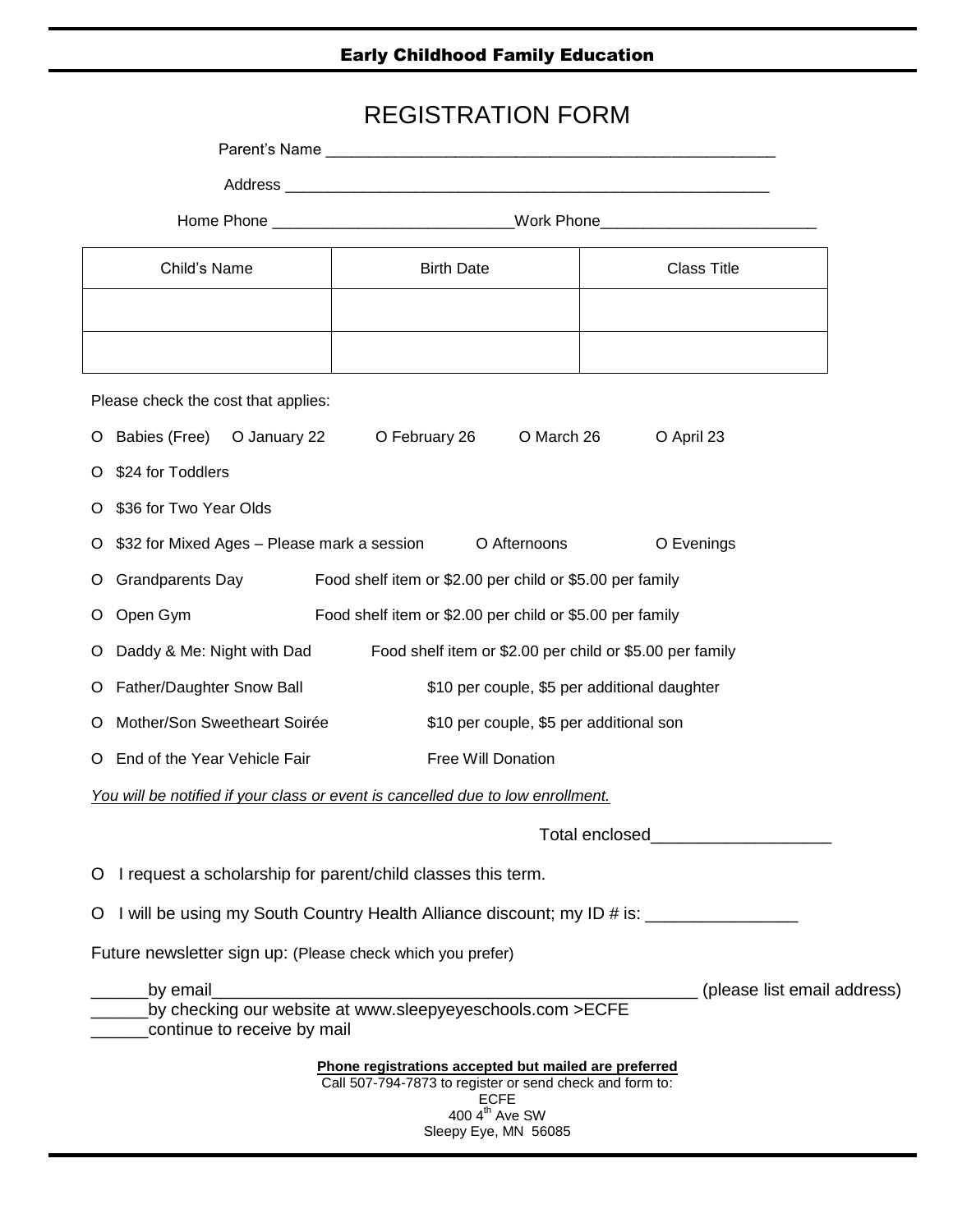**Early Childhood Family Education**

# REGISTRATION FORM

Parent's Name ___________________________________________________

Address ______________________________________________________

Home Phone ___________________________Work Phone________________________

| Child's Name | Birth Date | Class Title |
|---|---|---|
| | | |
| | | |

Please check the cost that applies:

O Babies (Free) O January 22 O February 26 O March 26 O April 23

O $24 for Toddlers

O $36 for Two Year Olds

O $32 for Mixed Ages – Please mark a session O Afternoons O Evenings

O Grandparents Day Food shelf item or $2.00 per child or $5.00 per family

O Open Gym Food shelf item or $2.00 per child or $5.00 per family

O Daddy & Me: Night with Dad Food shelf item or $2.00 per child or $5.00 per family

O Father/Daughter Snow Ball $10 per couple, $5 per additional daughter

O Mother/Son Sweetheart Soirée $10 per couple, $5 per additional son

O End of the Year Vehicle Fair Free Will Donation

*You will be notified if your class or event is cancelled due to low enrollment.*

Total enclosed___________________

O I request a scholarship for parent/child classes this term.

O I will be using my South Country Health Alliance discount; my ID # is: _______________

Future newsletter sign up: (Please check which you prefer)

______by email___________________________________________________ (please list email address)
______by checking our website at www.sleepyeyeschools.com >ECFE
______continue to receive by mail

**Phone registrations accepted but mailed are preferred**
Call 507-794-7873 to register or send check and form to:
ECFE
400 4th Ave SW
Sleepy Eye, MN 56085